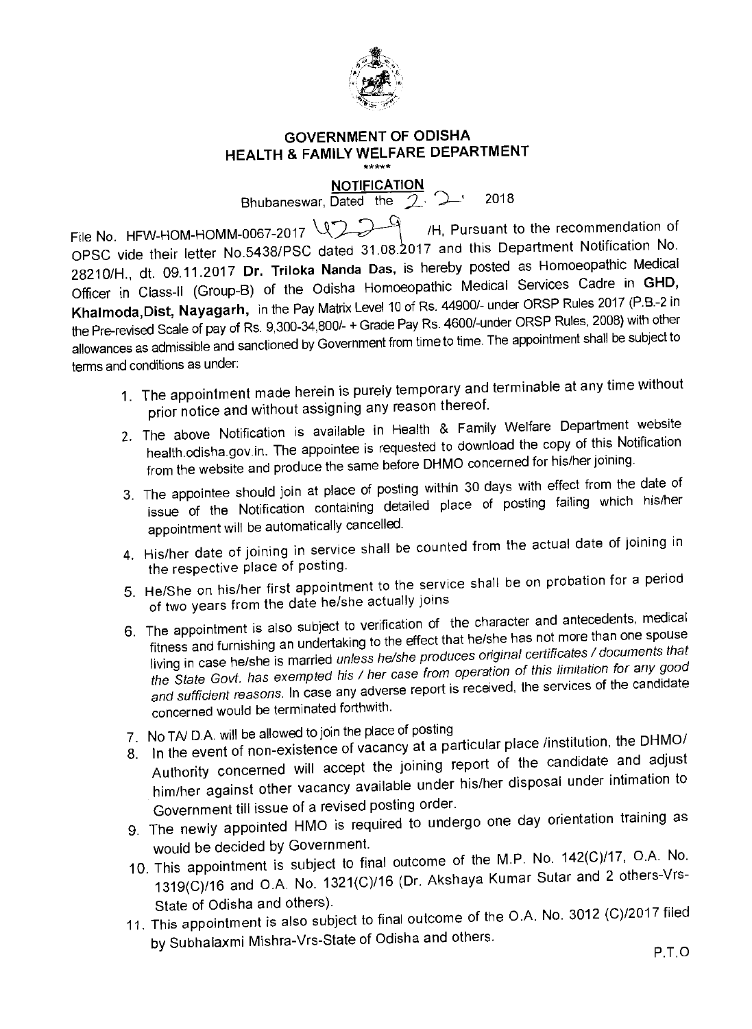# GOVERNMENT OF ODISHA
## HEALTH & FAMILY WELFARE DEPARTMENT

\*\*\*\*\*

**NOTIFICATION**

Bhubaneswar, Dated the 2. 2. 2018

File No. HFW-HOM-HOMM-0067-2017 4229 /H, Pursuant to the recommendation of OPSC vide their letter No.5438/PSC dated 31.08.2017 and this Department Notification No. 28210/H., dt. 09.11.2017 **Dr. Triloka Nanda Das,** is hereby posted as Homoeopathic Medical Officer in Class-II (Group-B) of the Odisha Homoeopathic Medical Services Cadre in **GHD, Khalmoda,Dist, Nayagarh,** in the Pay Matrix Level 10 of Rs. 44900/- under ORSP Rules 2017 (P.B.-2 in the Pre-revised Scale of pay of Rs. 9,300-34,800/- + Grade Pay Rs. 4600/-under ORSP Rules, 2008) with other allowances as admissible and sanctioned by Government from time to time. The appointment shall be subject to terms and conditions as under:

1. The appointment made herein is purely temporary and terminable at any time without prior notice and without assigning any reason thereof.
2. The above Notification is available in Health & Family Welfare Department website health.odisha.gov.in. The appointee is requested to download the copy of this Notification from the website and produce the same before DHMO concerned for his/her joining.
3. The appointee should join at place of posting within 30 days with effect from the date of issue of the Notification containing detailed place of posting failing which his/her appointment will be automatically cancelled.
4. His/her date of joining in service shall be counted from the actual date of joining in the respective place of posting.
5. He/She on his/her first appointment to the service shall be on probation for a period of two years from the date he/she actually joins
6. The appointment is also subject to verification of the character and antecedents, medical fitness and furnishing an undertaking to the effect that he/she has not more than one spouse living in case he/she is married *unless he/she produces original certificates / documents that the State Govt. has exempted his / her case from operation of this limitation for any good and sufficient reasons.* In case any adverse report is received, the services of the candidate concerned would be terminated forthwith.
7. No TA/ D.A. will be allowed to join the place of posting
8. In the event of non-existence of vacancy at a particular place /institution, the DHMO/ Authority concerned will accept the joining report of the candidate and adjust him/her against other vacancy available under his/her disposal under intimation to Government till issue of a revised posting order.
9. The newly appointed HMO is required to undergo one day orientation training as would be decided by Government.
10. This appointment is subject to final outcome of the M.P. No. 142(C)/17, O.A. No. 1319(C)/16 and O.A. No. 1321(C)/16 (Dr. Akshaya Kumar Sutar and 2 others-Vrs-State of Odisha and others).
11. This appointment is also subject to final outcome of the O.A. No. 3012 (C)/2017 filed by Subhalaxmi Mishra-Vrs-State of Odisha and others.

P.T.O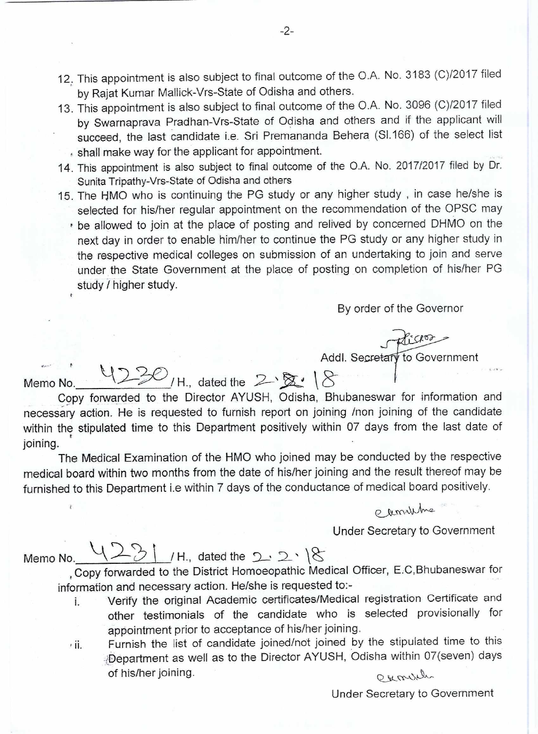12. This appointment is also subject to final outcome of the O.A. No. 3183 (C)/2017 filed by Rajat Kumar Mallick-Vrs-State of Odisha and others.
13. This appointment is also subject to final outcome of the O.A. No. 3096 (C)/2017 filed by Swarnaprava Pradhan-Vrs-State of Odisha and others and if the applicant will succeed, the last candidate i.e. Sri Premananda Behera (Sl.166) of the select list shall make way for the applicant for appointment.
14. This appointment is also subject to final outcome of the O.A. No. 2017/2017 filed by Dr. Sunita Tripathy-Vrs-State of Odisha and others
15. The HMO who is continuing the PG study or any higher study , in case he/she is selected for his/her regular appointment on the recommendation of the OPSC may be allowed to join at the place of posting and relived by concerned DHMO on the next day in order to enable him/her to continue the PG study or any higher study in the respective medical colleges on submission of an undertaking to join and serve under the State Government at the place of posting on completion of his/her PG study / higher study.

By order of the Governor

Addl. Secretary to Government

Memo No. 4230 /H., dated the 2.2.18

Copy forwarded to the Director AYUSH, Odisha, Bhubaneswar for information and necessary action. He is requested to furnish report on joining /non joining of the candidate within the stipulated time to this Department positively within 07 days from the last date of joining.

The Medical Examination of the HMO who joined may be conducted by the respective medical board within two months from the date of his/her joining and the result thereof may be furnished to this Department i.e within 7 days of the conductance of medical board positively.

Under Secretary to Government

Memo No. 4231 /H., dated the 2.2.18

Copy forwarded to the District Homoeopathic Medical Officer, E.C,Bhubaneswar for information and necessary action. He/she is requested to:-

i. Verify the original Academic certificates/Medical registration Certificate and other testimonials of the candidate who is selected provisionally for appointment prior to acceptance of his/her joining.
ii. Furnish the list of candidate joined/not joined by the stipulated time to this Department as well as to the Director AYUSH, Odisha within 07(seven) days of his/her joining.

Under Secretary to Government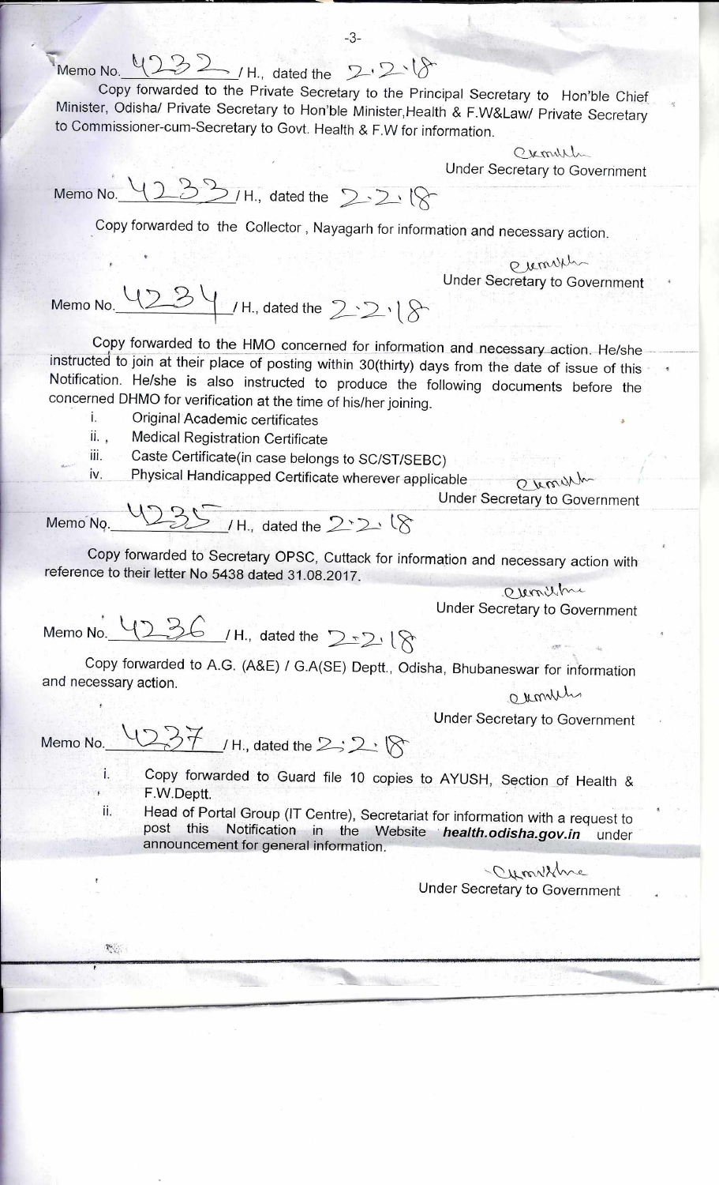Memo No. 4232 /H., dated the 2.2.18

Copy forwarded to the Private Secretary to the Principal Secretary to Hon'ble Chief Minister, Odisha/ Private Secretary to Hon'ble Minister,Health & F.W&Law/ Private Secretary to Commissioner-cum-Secretary to Govt. Health & F.W for information.

Under Secretary to Government

Memo No. 4233 /H., dated the 2.2.18

Copy forwarded to the Collector , Nayagarh for information and necessary action.

Under Secretary to Government

Memo No. 4234 /H., dated the 2.2.18

Copy forwarded to the HMO concerned for information and necessary action. He/she instructed to join at their place of posting within 30(thirty) days from the date of issue of this Notification. He/she is also instructed to produce the following documents before the concerned DHMO for verification at the time of his/her joining.

i. Original Academic certificates
ii. Medical Registration Certificate
iii. Caste Certificate(in case belongs to SC/ST/SEBC)
iv. Physical Handicapped Certificate wherever applicable

Under Secretary to Government

Memo No. 4235 /H., dated the 2.2.18

Copy forwarded to Secretary OPSC, Cuttack for information and necessary action with reference to their letter No 5438 dated 31.08.2017.

Under Secretary to Government

Memo No. 4236 /H., dated the 2.2.18

Copy forwarded to A.G. (A&E) / G.A(SE) Deptt., Odisha, Bhubaneswar for information and necessary action.

Under Secretary to Government

Memo No. 4237 /H., dated the 2.2.18

i. Copy forwarded to Guard file 10 copies to AYUSH, Section of Health & F.W.Deptt.
ii. Head of Portal Group (IT Centre), Secretariat for information with a request to post this Notification in the Website ***health.odisha.gov.in*** under announcement for general information.

Under Secretary to Government